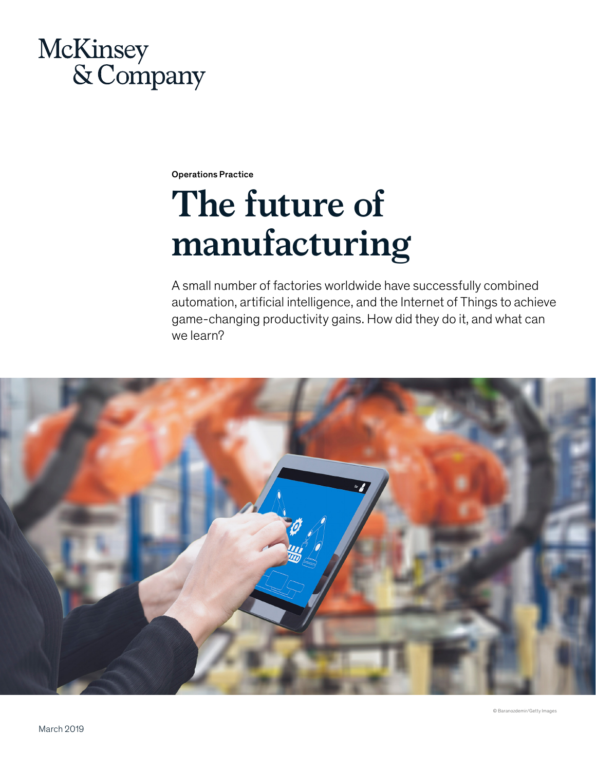McKinsey & Company

Operations Practice

# The future of manufacturing

A small number of factories worldwide have successfully combined automation, artificial intelligence, and the Internet of Things to achieve game-changing productivity gains. How did they do it, and what can we learn?

© Baranozdemir/Getty Images

March 2019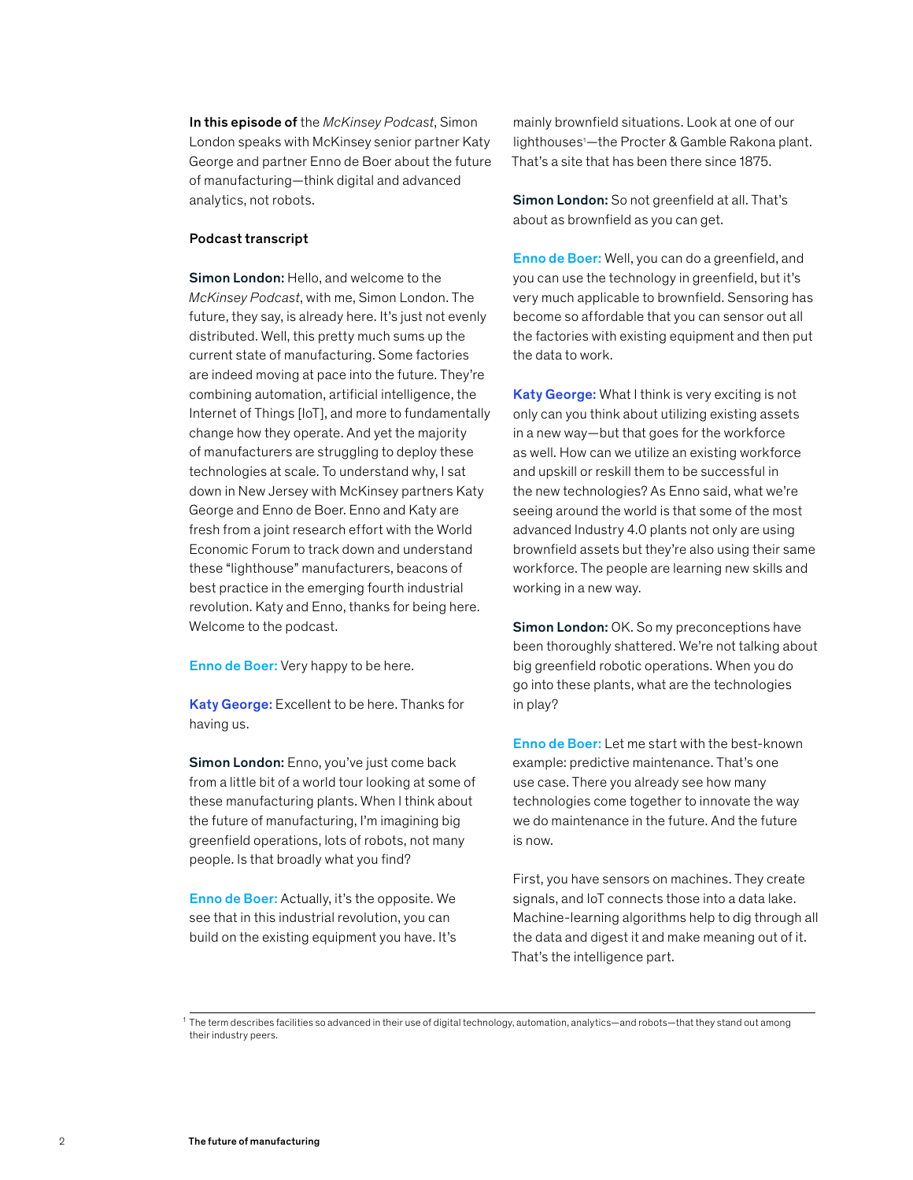**In this episode of** the *McKinsey Podcast*, Simon London speaks with McKinsey senior partner Katy George and partner Enno de Boer about the future of manufacturing—think digital and advanced analytics, not robots.

**Podcast transcript**

**Simon London:** Hello, and welcome to the *McKinsey Podcast*, with me, Simon London. The future, they say, is already here. It's just not evenly distributed. Well, this pretty much sums up the current state of manufacturing. Some factories are indeed moving at pace into the future. They're combining automation, artificial intelligence, the Internet of Things [IoT], and more to fundamentally change how they operate. And yet the majority of manufacturers are struggling to deploy these technologies at scale. To understand why, I sat down in New Jersey with McKinsey partners Katy George and Enno de Boer. Enno and Katy are fresh from a joint research effort with the World Economic Forum to track down and understand these "lighthouse" manufacturers, beacons of best practice in the emerging fourth industrial revolution. Katy and Enno, thanks for being here. Welcome to the podcast.

**Enno de Boer:** Very happy to be here.

**Katy George:** Excellent to be here. Thanks for having us.

**Simon London:** Enno, you've just come back from a little bit of a world tour looking at some of these manufacturing plants. When I think about the future of manufacturing, I'm imagining big greenfield operations, lots of robots, not many people. Is that broadly what you find?

**Enno de Boer:** Actually, it's the opposite. We see that in this industrial revolution, you can build on the existing equipment you have. It's mainly brownfield situations. Look at one of our lighthouses[1]—the Procter & Gamble Rakona plant. That's a site that has been there since 1875.

**Simon London:** So not greenfield at all. That's about as brownfield as you can get.

**Enno de Boer:** Well, you can do a greenfield, and you can use the technology in greenfield, but it's very much applicable to brownfield. Sensoring has become so affordable that you can sensor out all the factories with existing equipment and then put the data to work.

**Katy George:** What I think is very exciting is not only can you think about utilizing existing assets in a new way—but that goes for the workforce as well. How can we utilize an existing workforce and upskill or reskill them to be successful in the new technologies? As Enno said, what we're seeing around the world is that some of the most advanced Industry 4.0 plants not only are using brownfield assets but they're also using their same workforce. The people are learning new skills and working in a new way.

**Simon London:** OK. So my preconceptions have been thoroughly shattered. We're not talking about big greenfield robotic operations. When you do go into these plants, what are the technologies in play?

**Enno de Boer:** Let me start with the best-known example: predictive maintenance. That's one use case. There you already see how many technologies come together to innovate the way we do maintenance in the future. And the future is now.

First, you have sensors on machines. They create signals, and IoT connects those into a data lake. Machine-learning algorithms help to dig through all the data and digest it and make meaning out of it. That's the intelligence part.

[1] The term describes facilities so advanced in their use of digital technology, automation, analytics—and robots—that they stand out among their industry peers.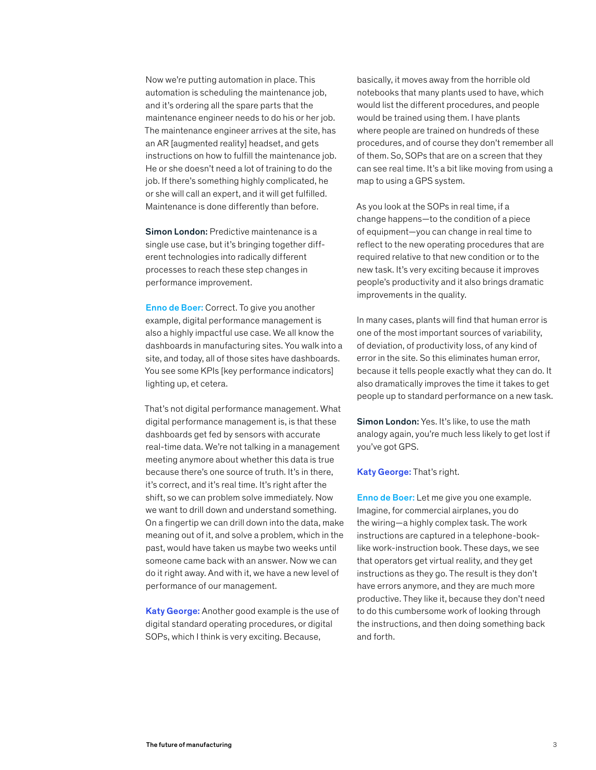Now we're putting automation in place. This automation is scheduling the maintenance job, and it's ordering all the spare parts that the maintenance engineer needs to do his or her job. The maintenance engineer arrives at the site, has an AR [augmented reality] headset, and gets instructions on how to fulfill the maintenance job. He or she doesn't need a lot of training to do the job. If there's something highly complicated, he or she will call an expert, and it will get fulfilled. Maintenance is done differently than before.

**Simon London:** Predictive maintenance is a single use case, but it's bringing together different technologies into radically different processes to reach these step changes in performance improvement.

**Enno de Boer:** Correct. To give you another example, digital performance management is also a highly impactful use case. We all know the dashboards in manufacturing sites. You walk into a site, and today, all of those sites have dashboards. You see some KPIs [key performance indicators] lighting up, et cetera.

That's not digital performance management. What digital performance management is, is that these dashboards get fed by sensors with accurate real-time data. We're not talking in a management meeting anymore about whether this data is true because there's one source of truth. It's in there, it's correct, and it's real time. It's right after the shift, so we can problem solve immediately. Now we want to drill down and understand something. On a fingertip we can drill down into the data, make meaning out of it, and solve a problem, which in the past, would have taken us maybe two weeks until someone came back with an answer. Now we can do it right away. And with it, we have a new level of performance of our management.

**Katy George:** Another good example is the use of digital standard operating procedures, or digital SOPs, which I think is very exciting. Because, basically, it moves away from the horrible old notebooks that many plants used to have, which would list the different procedures, and people would be trained using them. I have plants where people are trained on hundreds of these procedures, and of course they don't remember all of them. So, SOPs that are on a screen that they can see real time. It's a bit like moving from using a map to using a GPS system.

As you look at the SOPs in real time, if a change happens—to the condition of a piece of equipment—you can change in real time to reflect to the new operating procedures that are required relative to that new condition or to the new task. It's very exciting because it improves people's productivity and it also brings dramatic improvements in the quality.

In many cases, plants will find that human error is one of the most important sources of variability, of deviation, of productivity loss, of any kind of error in the site. So this eliminates human error, because it tells people exactly what they can do. It also dramatically improves the time it takes to get people up to standard performance on a new task.

**Simon London:** Yes. It's like, to use the math analogy again, you're much less likely to get lost if you've got GPS.

**Katy George:** That's right.

**Enno de Boer:** Let me give you one example. Imagine, for commercial airplanes, you do the wiring—a highly complex task. The work instructions are captured in a telephone-book-like work-instruction book. These days, we see that operators get virtual reality, and they get instructions as they go. The result is they don't have errors anymore, and they are much more productive. They like it, because they don't need to do this cumbersome work of looking through the instructions, and then doing something back and forth.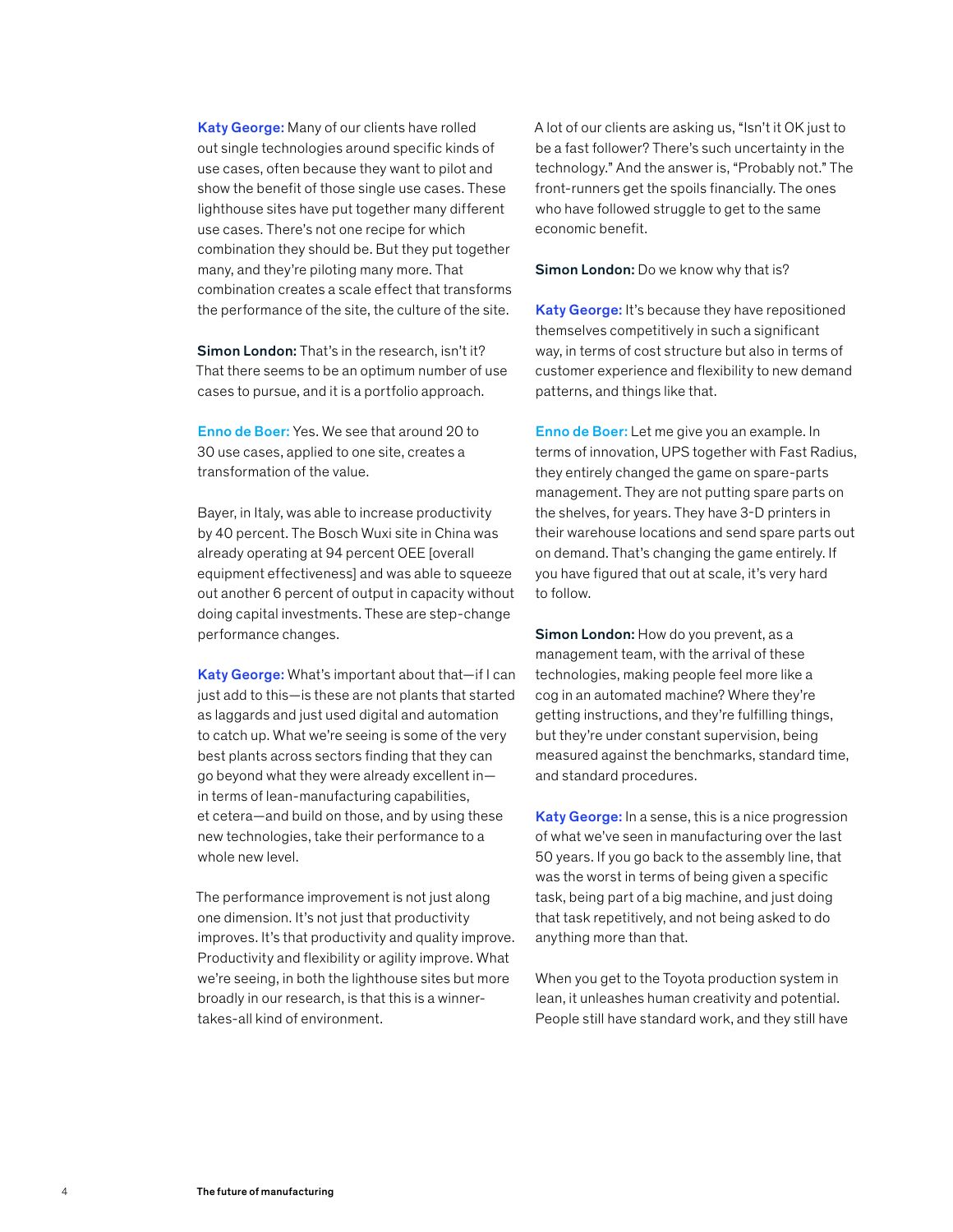**Katy George:** Many of our clients have rolled out single technologies around specific kinds of use cases, often because they want to pilot and show the benefit of those single use cases. These lighthouse sites have put together many different use cases. There's not one recipe for which combination they should be. But they put together many, and they're piloting many more. That combination creates a scale effect that transforms the performance of the site, the culture of the site.

**Simon London:** That's in the research, isn't it? That there seems to be an optimum number of use cases to pursue, and it is a portfolio approach.

**Enno de Boer:** Yes. We see that around 20 to 30 use cases, applied to one site, creates a transformation of the value.

Bayer, in Italy, was able to increase productivity by 40 percent. The Bosch Wuxi site in China was already operating at 94 percent OEE [overall equipment effectiveness] and was able to squeeze out another 6 percent of output in capacity without doing capital investments. These are step-change performance changes.

**Katy George:** What's important about that—if I can just add to this—is these are not plants that started as laggards and just used digital and automation to catch up. What we're seeing is some of the very best plants across sectors finding that they can go beyond what they were already excellent in—in terms of lean-manufacturing capabilities, et cetera—and build on those, and by using these new technologies, take their performance to a whole new level.

The performance improvement is not just along one dimension. It's not just that productivity improves. It's that productivity and quality improve. Productivity and flexibility or agility improve. What we're seeing, in both the lighthouse sites but more broadly in our research, is that this is a winner-takes-all kind of environment.

A lot of our clients are asking us, "Isn't it OK just to be a fast follower? There's such uncertainty in the technology." And the answer is, "Probably not." The front-runners get the spoils financially. The ones who have followed struggle to get to the same economic benefit.

**Simon London:** Do we know why that is?

**Katy George:** It's because they have repositioned themselves competitively in such a significant way, in terms of cost structure but also in terms of customer experience and flexibility to new demand patterns, and things like that.

**Enno de Boer:** Let me give you an example. In terms of innovation, UPS together with Fast Radius, they entirely changed the game on spare-parts management. They are not putting spare parts on the shelves, for years. They have 3-D printers in their warehouse locations and send spare parts out on demand. That's changing the game entirely. If you have figured that out at scale, it's very hard to follow.

**Simon London:** How do you prevent, as a management team, with the arrival of these technologies, making people feel more like a cog in an automated machine? Where they're getting instructions, and they're fulfilling things, but they're under constant supervision, being measured against the benchmarks, standard time, and standard procedures.

**Katy George:** In a sense, this is a nice progression of what we've seen in manufacturing over the last 50 years. If you go back to the assembly line, that was the worst in terms of being given a specific task, being part of a big machine, and just doing that task repetitively, and not being asked to do anything more than that.

When you get to the Toyota production system in lean, it unleashes human creativity and potential. People still have standard work, and they still have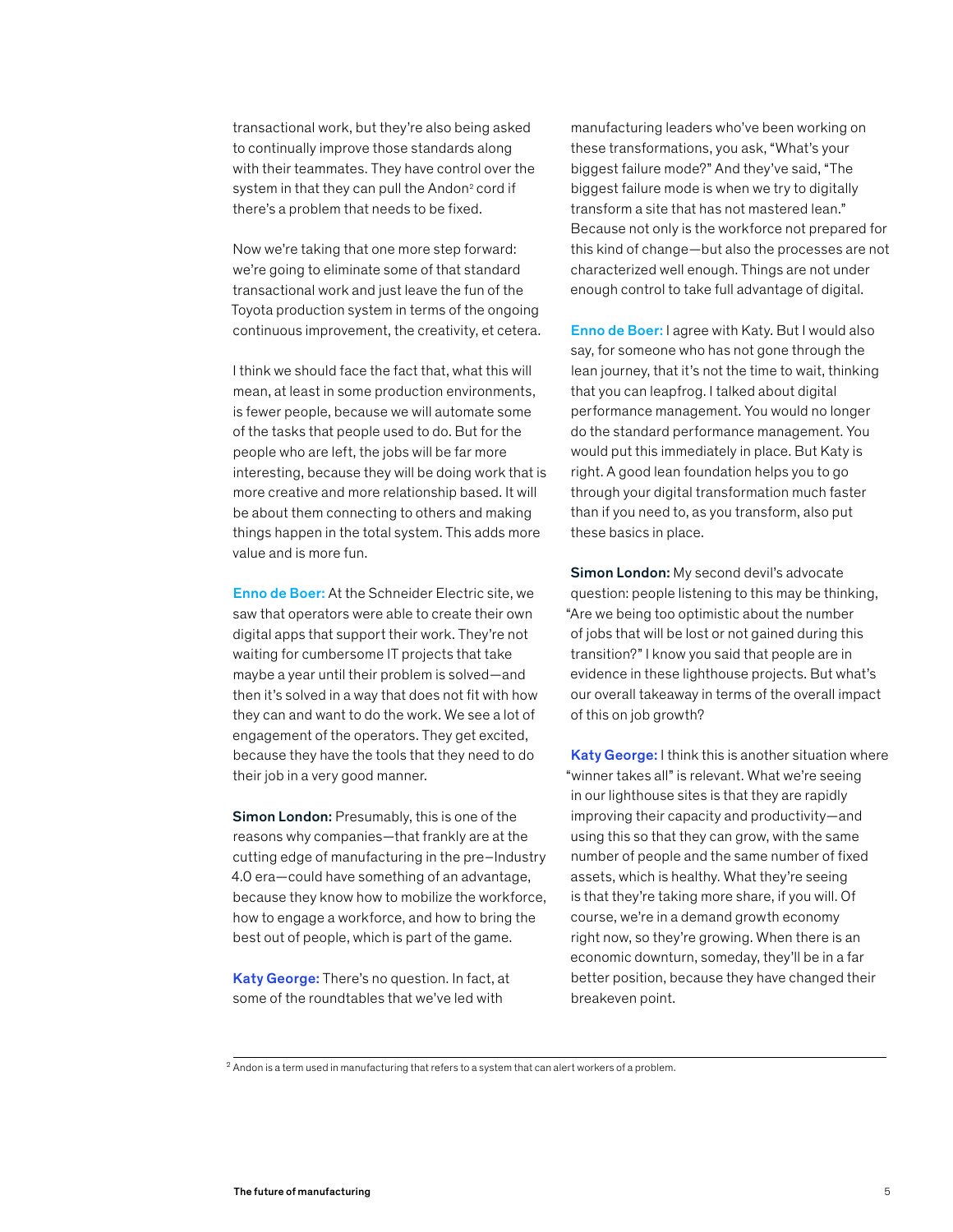transactional work, but they're also being asked to continually improve those standards along with their teammates. They have control over the system in that they can pull the Andon[2] cord if there's a problem that needs to be fixed.

Now we're taking that one more step forward: we're going to eliminate some of that standard transactional work and just leave the fun of the Toyota production system in terms of the ongoing continuous improvement, the creativity, et cetera.

I think we should face the fact that, what this will mean, at least in some production environments, is fewer people, because we will automate some of the tasks that people used to do. But for the people who are left, the jobs will be far more interesting, because they will be doing work that is more creative and more relationship based. It will be about them connecting to others and making things happen in the total system. This adds more value and is more fun.

**Enno de Boer:** At the Schneider Electric site, we saw that operators were able to create their own digital apps that support their work. They're not waiting for cumbersome IT projects that take maybe a year until their problem is solved—and then it's solved in a way that does not fit with how they can and want to do the work. We see a lot of engagement of the operators. They get excited, because they have the tools that they need to do their job in a very good manner.

**Simon London:** Presumably, this is one of the reasons why companies—that frankly are at the cutting edge of manufacturing in the pre–Industry 4.0 era—could have something of an advantage, because they know how to mobilize the workforce, how to engage a workforce, and how to bring the best out of people, which is part of the game.

**Katy George:** There's no question. In fact, at some of the roundtables that we've led with manufacturing leaders who've been working on these transformations, you ask, "What's your biggest failure mode?" And they've said, "The biggest failure mode is when we try to digitally transform a site that has not mastered lean." Because not only is the workforce not prepared for this kind of change—but also the processes are not characterized well enough. Things are not under enough control to take full advantage of digital.

**Enno de Boer:** I agree with Katy. But I would also say, for someone who has not gone through the lean journey, that it's not the time to wait, thinking that you can leapfrog. I talked about digital performance management. You would no longer do the standard performance management. You would put this immediately in place. But Katy is right. A good lean foundation helps you to go through your digital transformation much faster than if you need to, as you transform, also put these basics in place.

**Simon London:** My second devil's advocate question: people listening to this may be thinking, "Are we being too optimistic about the number of jobs that will be lost or not gained during this transition?" I know you said that people are in evidence in these lighthouse projects. But what's our overall takeaway in terms of the overall impact of this on job growth?

**Katy George:** I think this is another situation where "winner takes all" is relevant. What we're seeing in our lighthouse sites is that they are rapidly improving their capacity and productivity—and using this so that they can grow, with the same number of people and the same number of fixed assets, which is healthy. What they're seeing is that they're taking more share, if you will. Of course, we're in a demand growth economy right now, so they're growing. When there is an economic downturn, someday, they'll be in a far better position, because they have changed their breakeven point.

---

[2] Andon is a term used in manufacturing that refers to a system that can alert workers of a problem.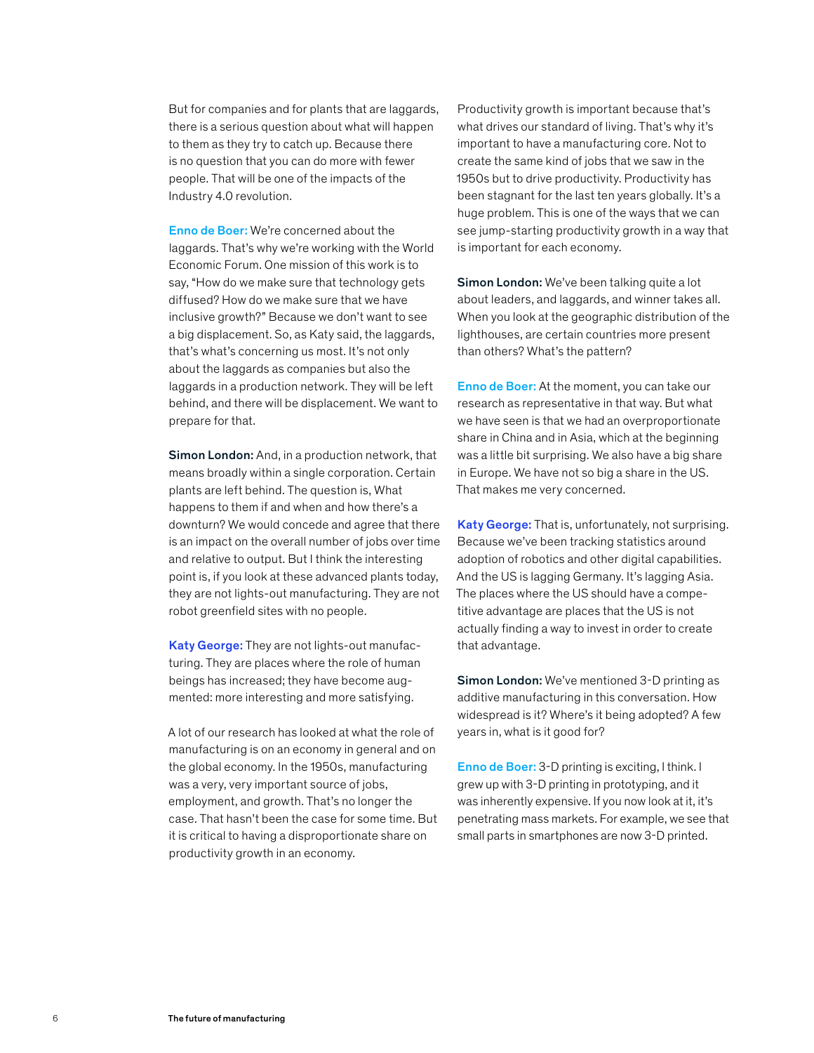But for companies and for plants that are laggards, there is a serious question about what will happen to them as they try to catch up. Because there is no question that you can do more with fewer people. That will be one of the impacts of the Industry 4.0 revolution.

**Enno de Boer:** We're concerned about the laggards. That's why we're working with the World Economic Forum. One mission of this work is to say, "How do we make sure that technology gets diffused? How do we make sure that we have inclusive growth?" Because we don't want to see a big displacement. So, as Katy said, the laggards, that's what's concerning us most. It's not only about the laggards as companies but also the laggards in a production network. They will be left behind, and there will be displacement. We want to prepare for that.

**Simon London:** And, in a production network, that means broadly within a single corporation. Certain plants are left behind. The question is, What happens to them if and when and how there's a downturn? We would concede and agree that there is an impact on the overall number of jobs over time and relative to output. But I think the interesting point is, if you look at these advanced plants today, they are not lights-out manufacturing. They are not robot greenfield sites with no people.

**Katy George:** They are not lights-out manufacturing. They are places where the role of human beings has increased; they have become augmented: more interesting and more satisfying.

A lot of our research has looked at what the role of manufacturing is on an economy in general and on the global economy. In the 1950s, manufacturing was a very, very important source of jobs, employment, and growth. That's no longer the case. That hasn't been the case for some time. But it is critical to having a disproportionate share on productivity growth in an economy.

Productivity growth is important because that's what drives our standard of living. That's why it's important to have a manufacturing core. Not to create the same kind of jobs that we saw in the 1950s but to drive productivity. Productivity has been stagnant for the last ten years globally. It's a huge problem. This is one of the ways that we can see jump-starting productivity growth in a way that is important for each economy.

**Simon London:** We've been talking quite a lot about leaders, and laggards, and winner takes all. When you look at the geographic distribution of the lighthouses, are certain countries more present than others? What's the pattern?

**Enno de Boer:** At the moment, you can take our research as representative in that way. But what we have seen is that we had an overproportionate share in China and in Asia, which at the beginning was a little bit surprising. We also have a big share in Europe. We have not so big a share in the US. That makes me very concerned.

**Katy George:** That is, unfortunately, not surprising. Because we've been tracking statistics around adoption of robotics and other digital capabilities. And the US is lagging Germany. It's lagging Asia. The places where the US should have a competitive advantage are places that the US is not actually finding a way to invest in order to create that advantage.

**Simon London:** We've mentioned 3-D printing as additive manufacturing in this conversation. How widespread is it? Where's it being adopted? A few years in, what is it good for?

**Enno de Boer:** 3-D printing is exciting, I think. I grew up with 3-D printing in prototyping, and it was inherently expensive. If you now look at it, it's penetrating mass markets. For example, we see that small parts in smartphones are now 3-D printed.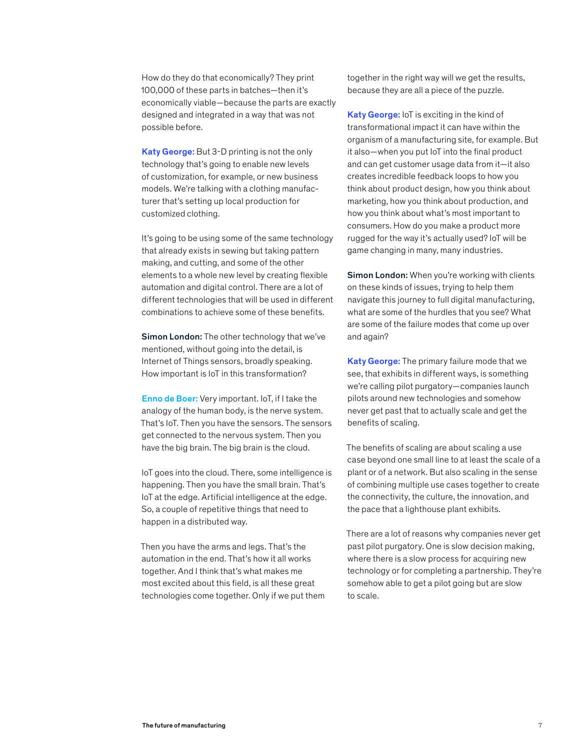How do they do that economically? They print 100,000 of these parts in batches—then it's economically viable—because the parts are exactly designed and integrated in a way that was not possible before.

**Katy George:** But 3-D printing is not the only technology that's going to enable new levels of customization, for example, or new business models. We're talking with a clothing manufacturer that's setting up local production for customized clothing.

It's going to be using some of the same technology that already exists in sewing but taking pattern making, and cutting, and some of the other elements to a whole new level by creating flexible automation and digital control. There are a lot of different technologies that will be used in different combinations to achieve some of these benefits.

**Simon London:** The other technology that we've mentioned, without going into the detail, is Internet of Things sensors, broadly speaking. How important is IoT in this transformation?

**Enno de Boer:** Very important. IoT, if I take the analogy of the human body, is the nerve system. That's IoT. Then you have the sensors. The sensors get connected to the nervous system. Then you have the big brain. The big brain is the cloud.

IoT goes into the cloud. There, some intelligence is happening. Then you have the small brain. That's IoT at the edge. Artificial intelligence at the edge. So, a couple of repetitive things that need to happen in a distributed way.

Then you have the arms and legs. That's the automation in the end. That's how it all works together. And I think that's what makes me most excited about this field, is all these great technologies come together. Only if we put them together in the right way will we get the results, because they are all a piece of the puzzle.

**Katy George:** IoT is exciting in the kind of transformational impact it can have within the organism of a manufacturing site, for example. But it also—when you put IoT into the final product and can get customer usage data from it—it also creates incredible feedback loops to how you think about product design, how you think about marketing, how you think about production, and how you think about what's most important to consumers. How do you make a product more rugged for the way it's actually used? IoT will be game changing in many, many industries.

**Simon London:** When you're working with clients on these kinds of issues, trying to help them navigate this journey to full digital manufacturing, what are some of the hurdles that you see? What are some of the failure modes that come up over and again?

**Katy George:** The primary failure mode that we see, that exhibits in different ways, is something we're calling pilot purgatory—companies launch pilots around new technologies and somehow never get past that to actually scale and get the benefits of scaling.

The benefits of scaling are about scaling a use case beyond one small line to at least the scale of a plant or of a network. But also scaling in the sense of combining multiple use cases together to create the connectivity, the culture, the innovation, and the pace that a lighthouse plant exhibits.

There are a lot of reasons why companies never get past pilot purgatory. One is slow decision making, where there is a slow process for acquiring new technology or for completing a partnership. They're somehow able to get a pilot going but are slow to scale.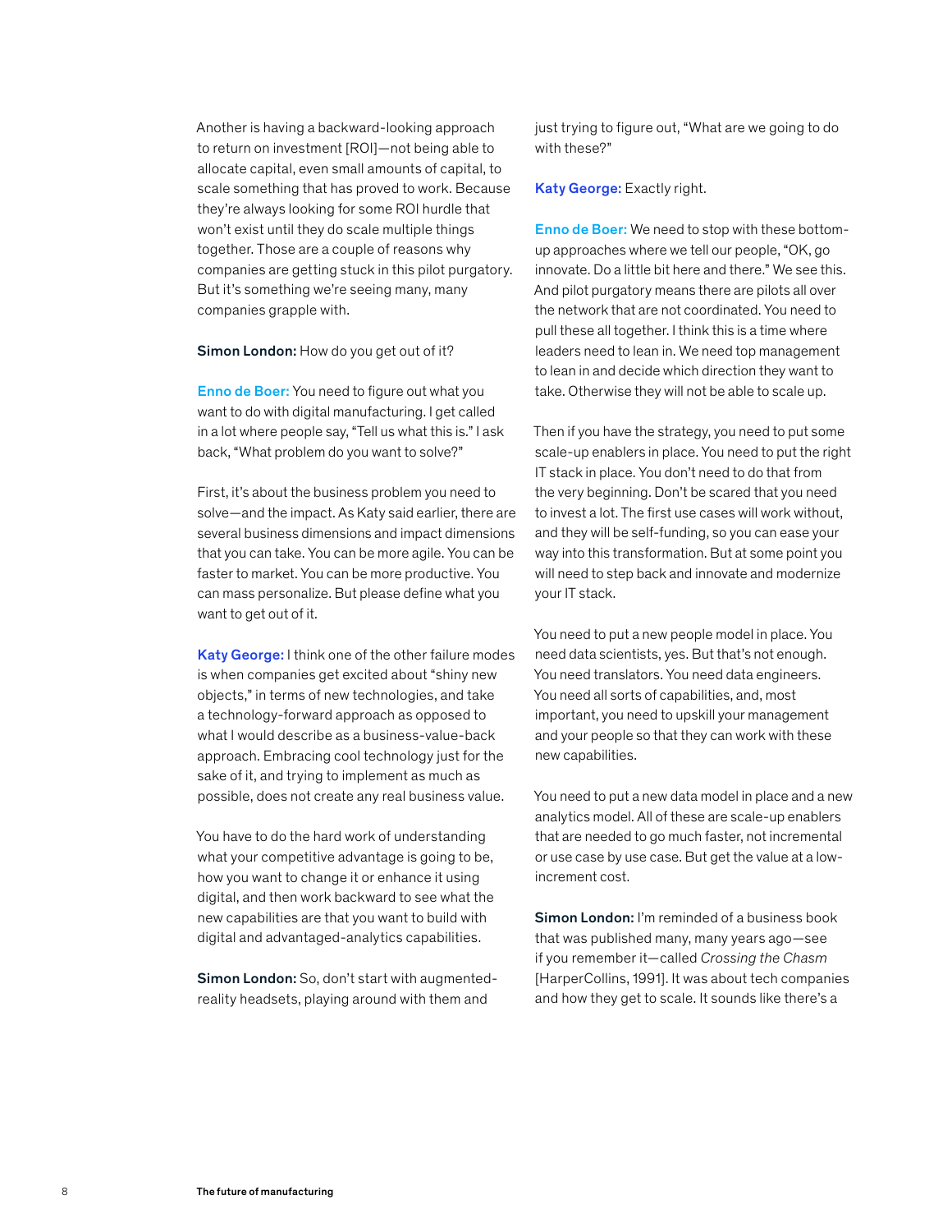Another is having a backward-looking approach to return on investment [ROI]—not being able to allocate capital, even small amounts of capital, to scale something that has proved to work. Because they're always looking for some ROI hurdle that won't exist until they do scale multiple things together. Those are a couple of reasons why companies are getting stuck in this pilot purgatory. But it's something we're seeing many, many companies grapple with.

**Simon London:** How do you get out of it?

**Enno de Boer:** You need to figure out what you want to do with digital manufacturing. I get called in a lot where people say, "Tell us what this is." I ask back, "What problem do you want to solve?"

First, it's about the business problem you need to solve—and the impact. As Katy said earlier, there are several business dimensions and impact dimensions that you can take. You can be more agile. You can be faster to market. You can be more productive. You can mass personalize. But please define what you want to get out of it.

**Katy George:** I think one of the other failure modes is when companies get excited about "shiny new objects," in terms of new technologies, and take a technology-forward approach as opposed to what I would describe as a business-value-back approach. Embracing cool technology just for the sake of it, and trying to implement as much as possible, does not create any real business value.

You have to do the hard work of understanding what your competitive advantage is going to be, how you want to change it or enhance it using digital, and then work backward to see what the new capabilities are that you want to build with digital and advantaged-analytics capabilities.

**Simon London:** So, don't start with augmented-reality headsets, playing around with them and just trying to figure out, "What are we going to do with these?"

**Katy George:** Exactly right.

**Enno de Boer:** We need to stop with these bottom-up approaches where we tell our people, "OK, go innovate. Do a little bit here and there." We see this. And pilot purgatory means there are pilots all over the network that are not coordinated. You need to pull these all together. I think this is a time where leaders need to lean in. We need top management to lean in and decide which direction they want to take. Otherwise they will not be able to scale up.

Then if you have the strategy, you need to put some scale-up enablers in place. You need to put the right IT stack in place. You don't need to do that from the very beginning. Don't be scared that you need to invest a lot. The first use cases will work without, and they will be self-funding, so you can ease your way into this transformation. But at some point you will need to step back and innovate and modernize your IT stack.

You need to put a new people model in place. You need data scientists, yes. But that's not enough. You need translators. You need data engineers. You need all sorts of capabilities, and, most important, you need to upskill your management and your people so that they can work with these new capabilities.

You need to put a new data model in place and a new analytics model. All of these are scale-up enablers that are needed to go much faster, not incremental or use case by use case. But get the value at a low-increment cost.

**Simon London:** I'm reminded of a business book that was published many, many years ago—see if you remember it—called *Crossing the Chasm* [HarperCollins, 1991]. It was about tech companies and how they get to scale. It sounds like there's a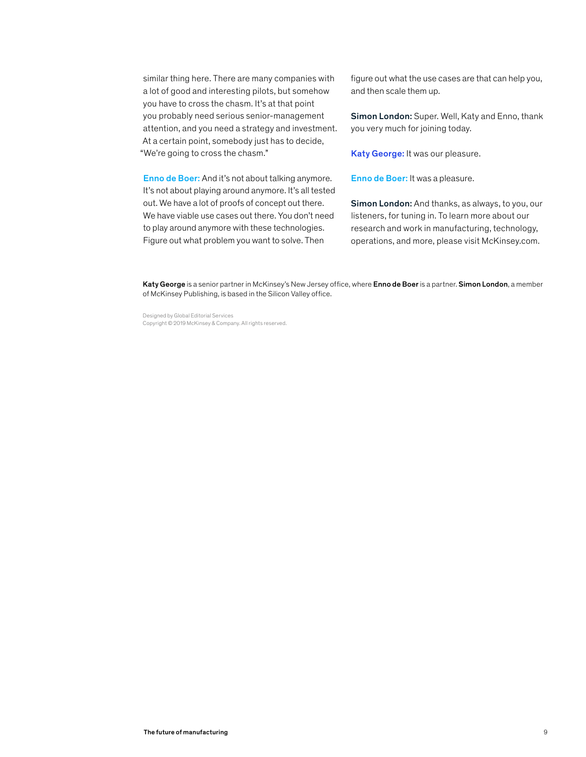similar thing here. There are many companies with a lot of good and interesting pilots, but somehow you have to cross the chasm. It's at that point you probably need serious senior-management attention, and you need a strategy and investment. At a certain point, somebody just has to decide, "We're going to cross the chasm."

**Enno de Boer:** And it's not about talking anymore. It's not about playing around anymore. It's all tested out. We have a lot of proofs of concept out there. We have viable use cases out there. You don't need to play around anymore with these technologies. Figure out what problem you want to solve. Then figure out what the use cases are that can help you, and then scale them up.

**Simon London:** Super. Well, Katy and Enno, thank you very much for joining today.

**Katy George:** It was our pleasure.

**Enno de Boer:** It was a pleasure.

**Simon London:** And thanks, as always, to you, our listeners, for tuning in. To learn more about our research and work in manufacturing, technology, operations, and more, please visit McKinsey.com.

**Katy George** is a senior partner in McKinsey's New Jersey office, where **Enno de Boer** is a partner. **Simon London**, a member of McKinsey Publishing, is based in the Silicon Valley office.

Designed by Global Editorial Services
Copyright © 2019 McKinsey & Company. All rights reserved.